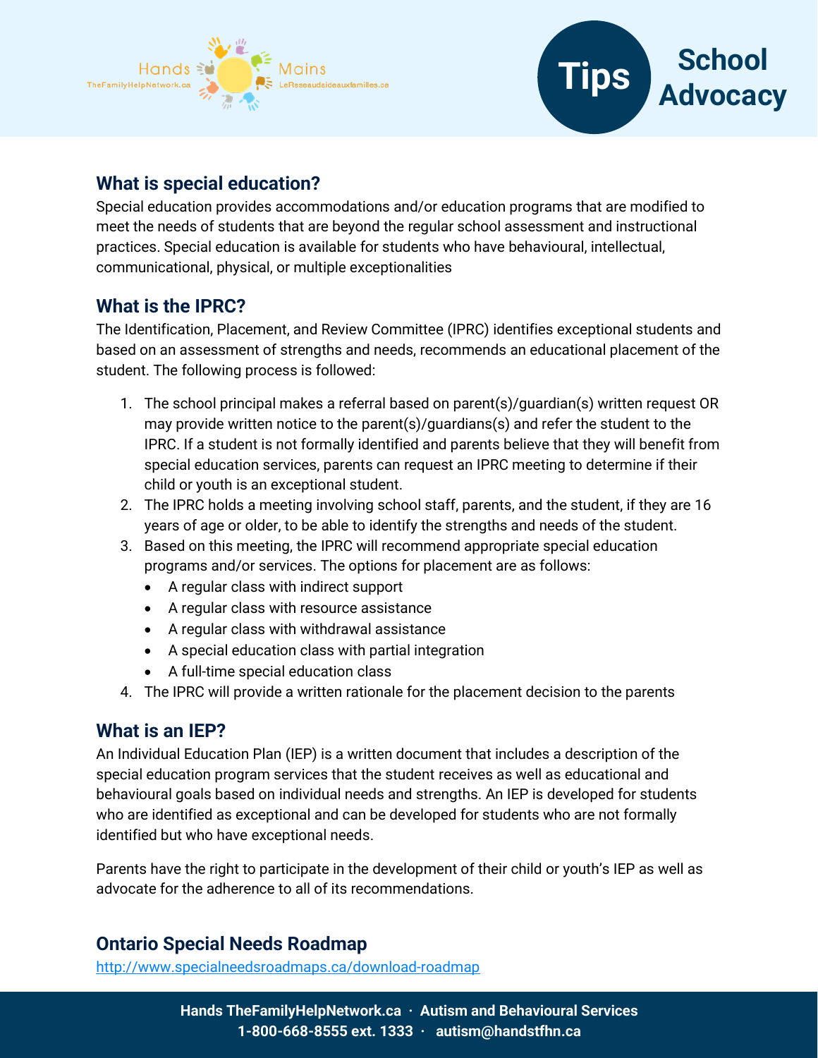Hands TheFamilyHelpNetwork.ca Mains LeReseaudaideauxfamilles.ca

# Tips School Advocacy

## What is special education?

Special education provides accommodations and/or education programs that are modified to meet the needs of students that are beyond the regular school assessment and instructional practices. Special education is available for students who have behavioural, intellectual, communicational, physical, or multiple exceptionalities

## What is the IPRC?

The Identification, Placement, and Review Committee (IPRC) identifies exceptional students and based on an assessment of strengths and needs, recommends an educational placement of the student. The following process is followed:

1. The school principal makes a referral based on parent(s)/guardian(s) written request OR may provide written notice to the parent(s)/guardians(s) and refer the student to the IPRC. If a student is not formally identified and parents believe that they will benefit from special education services, parents can request an IPRC meeting to determine if their child or youth is an exceptional student.
2. The IPRC holds a meeting involving school staff, parents, and the student, if they are 16 years of age or older, to be able to identify the strengths and needs of the student.
3. Based on this meeting, the IPRC will recommend appropriate special education programs and/or services. The options for placement are as follows:
   - A regular class with indirect support
   - A regular class with resource assistance
   - A regular class with withdrawal assistance
   - A special education class with partial integration
   - A full-time special education class
4. The IPRC will provide a written rationale for the placement decision to the parents

## What is an IEP?

An Individual Education Plan (IEP) is a written document that includes a description of the special education program services that the student receives as well as educational and behavioural goals based on individual needs and strengths. An IEP is developed for students who are identified as exceptional and can be developed for students who are not formally identified but who have exceptional needs.

Parents have the right to participate in the development of their child or youth's IEP as well as advocate for the adherence to all of its recommendations.

## Ontario Special Needs Roadmap

http://www.specialneedsroadmaps.ca/download-roadmap

**Hands TheFamilyHelpNetwork.ca · Autism and Behavioural Services**
**1-800-668-8555 ext. 1333 · autism@handstfhn.ca**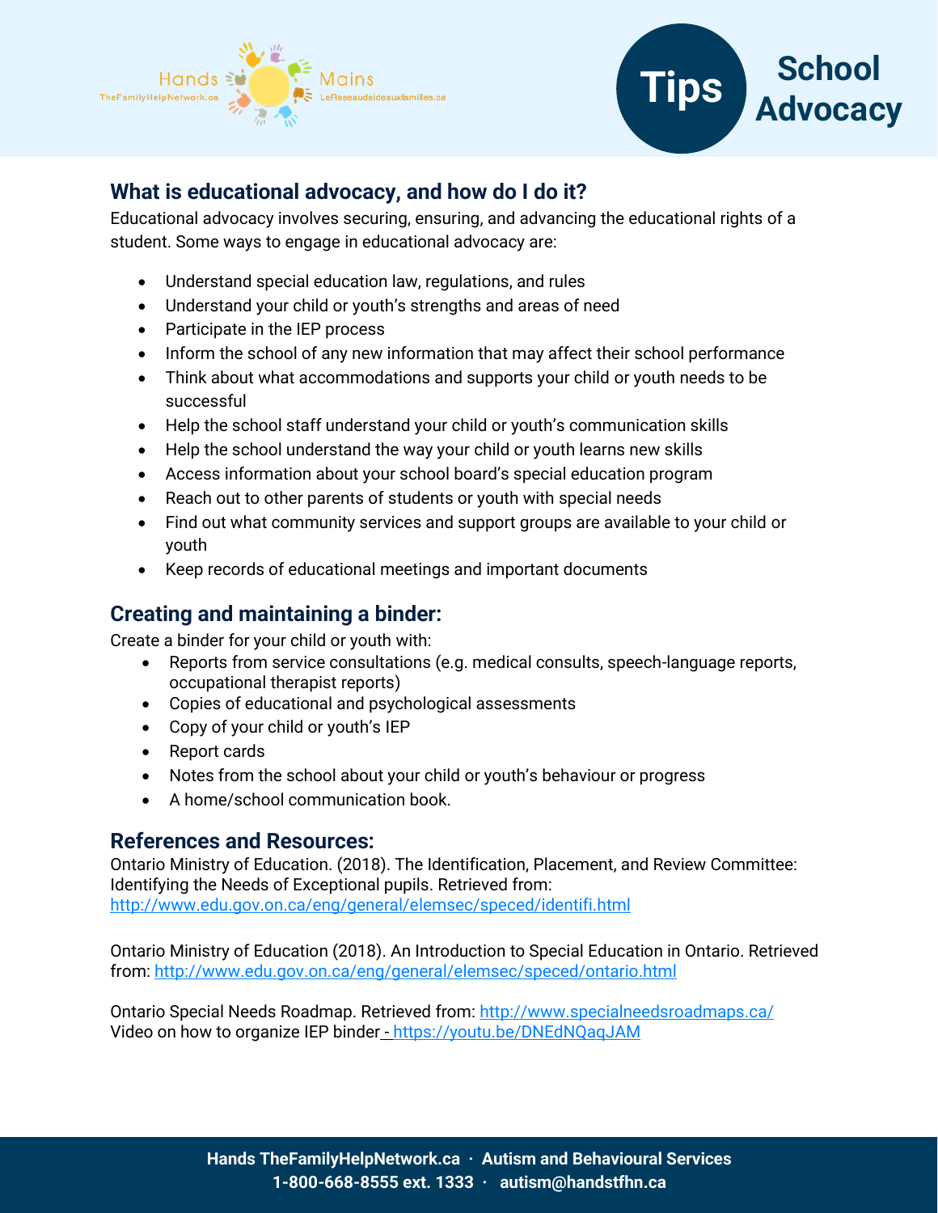Hands TheFamilyHelpNetwork.ca Mains LeReseaudaideauxfamilles.ca

# Tips School Advocacy

## What is educational advocacy, and how do I do it?

Educational advocacy involves securing, ensuring, and advancing the educational rights of a student. Some ways to engage in educational advocacy are:

- Understand special education law, regulations, and rules
- Understand your child or youth's strengths and areas of need
- Participate in the IEP process
- Inform the school of any new information that may affect their school performance
- Think about what accommodations and supports your child or youth needs to be successful
- Help the school staff understand your child or youth's communication skills
- Help the school understand the way your child or youth learns new skills
- Access information about your school board's special education program
- Reach out to other parents of students or youth with special needs
- Find out what community services and support groups are available to your child or youth
- Keep records of educational meetings and important documents

## Creating and maintaining a binder:

Create a binder for your child or youth with:

- Reports from service consultations (e.g. medical consults, speech-language reports, occupational therapist reports)
- Copies of educational and psychological assessments
- Copy of your child or youth's IEP
- Report cards
- Notes from the school about your child or youth's behaviour or progress
- A home/school communication book.

## References and Resources:

Ontario Ministry of Education. (2018). The Identification, Placement, and Review Committee: Identifying the Needs of Exceptional pupils. Retrieved from: http://www.edu.gov.on.ca/eng/general/elemsec/speced/identifi.html

Ontario Ministry of Education (2018). An Introduction to Special Education in Ontario. Retrieved from: http://www.edu.gov.on.ca/eng/general/elemsec/speced/ontario.html

Ontario Special Needs Roadmap. Retrieved from: http://www.specialneedsroadmaps.ca/
Video on how to organize IEP binder - https://youtu.be/DNEdNQaqJAM

**Hands TheFamilyHelpNetwork.ca · Autism and Behavioural Services**
**1-800-668-8555 ext. 1333 · autism@handstfhn.ca**